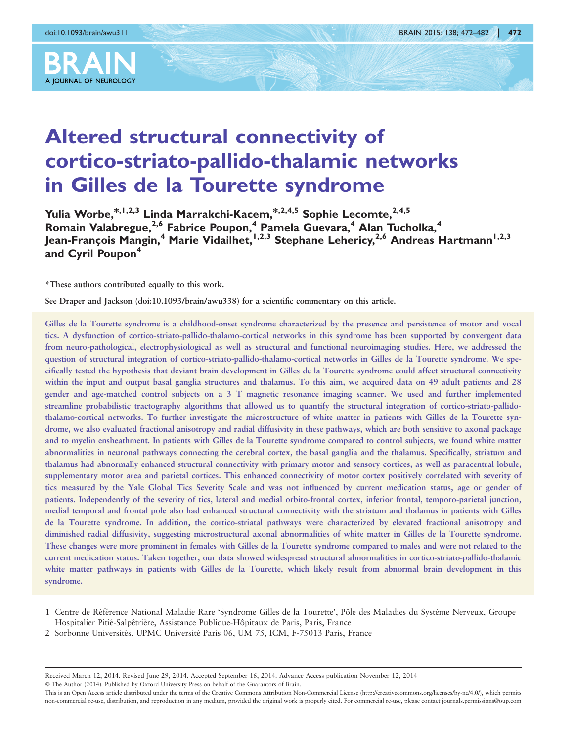# Altered structural connectivity of cortico-striato-pallido-thalamic networks in Gilles de la Tourette syndrome

Yulia Worbe,*[1,2,3] Linda Marrakchi-Kacem,*[2,4,5] Sophie Lecomte,[2,4,5] Romain Valabregue,[2,6] Fabrice Poupon,[4] Pamela Guevara,[4] Alan Tucholka,[4] Jean-François Mangin,[4] Marie Vidailhet,[1,2,3] Stephane Lehericy,[2,6] Andreas Hartmann[1,2,3] and Cyril Poupon[4]

*These authors contributed equally to this work.

See Draper and Jackson (doi:10.1093/brain/awu338) for a scientific commentary on this article.

Gilles de la Tourette syndrome is a childhood-onset syndrome characterized by the presence and persistence of motor and vocal tics. A dysfunction of cortico-striato-pallido-thalamo-cortical networks in this syndrome has been supported by convergent data from neuro-pathological, electrophysiological as well as structural and functional neuroimaging studies. Here, we addressed the question of structural integration of cortico-striato-pallido-thalamo-cortical networks in Gilles de la Tourette syndrome. We specifically tested the hypothesis that deviant brain development in Gilles de la Tourette syndrome could affect structural connectivity within the input and output basal ganglia structures and thalamus. To this aim, we acquired data on 49 adult patients and 28 gender and age-matched control subjects on a 3 T magnetic resonance imaging scanner. We used and further implemented streamline probabilistic tractography algorithms that allowed us to quantify the structural integration of cortico-striato-pallido-thalamo-cortical networks. To further investigate the microstructure of white matter in patients with Gilles de la Tourette syndrome, we also evaluated fractional anisotropy and radial diffusivity in these pathways, which are both sensitive to axonal package and to myelin ensheathment. In patients with Gilles de la Tourette syndrome compared to control subjects, we found white matter abnormalities in neuronal pathways connecting the cerebral cortex, the basal ganglia and the thalamus. Specifically, striatum and thalamus had abnormally enhanced structural connectivity with primary motor and sensory cortices, as well as paracentral lobule, supplementary motor area and parietal cortices. This enhanced connectivity of motor cortex positively correlated with severity of tics measured by the Yale Global Tics Severity Scale and was not influenced by current medication status, age or gender of patients. Independently of the severity of tics, lateral and medial orbito-frontal cortex, inferior frontal, temporo-parietal junction, medial temporal and frontal pole also had enhanced structural connectivity with the striatum and thalamus in patients with Gilles de la Tourette syndrome. In addition, the cortico-striatal pathways were characterized by elevated fractional anisotropy and diminished radial diffusivity, suggesting microstructural axonal abnormalities of white matter in Gilles de la Tourette syndrome. These changes were more prominent in females with Gilles de la Tourette syndrome compared to males and were not related to the current medication status. Taken together, our data showed widespread structural abnormalities in cortico-striato-pallido-thalamic white matter pathways in patients with Gilles de la Tourette, which likely result from abnormal brain development in this syndrome.

1 Centre de Référence National Maladie Rare 'Syndrome Gilles de la Tourette', Pôle des Maladies du Système Nerveux, Groupe Hospitalier Pitié-Salpêtrière, Assistance Publique-Hôpitaux de Paris, Paris, France
2 Sorbonne Universités, UPMC Université Paris 06, UM 75, ICM, F-75013 Paris, France

Received March 12, 2014. Revised June 29, 2014. Accepted September 16, 2014. Advance Access publication November 12, 2014
© The Author (2014). Published by Oxford University Press on behalf of the Guarantors of Brain.
This is an Open Access article distributed under the terms of the Creative Commons Attribution Non-Commercial License (http://creativecommons.org/licenses/by-nc/4.0/), which permits non-commercial re-use, distribution, and reproduction in any medium, provided the original work is properly cited. For commercial re-use, please contact journals.permissions@oup.com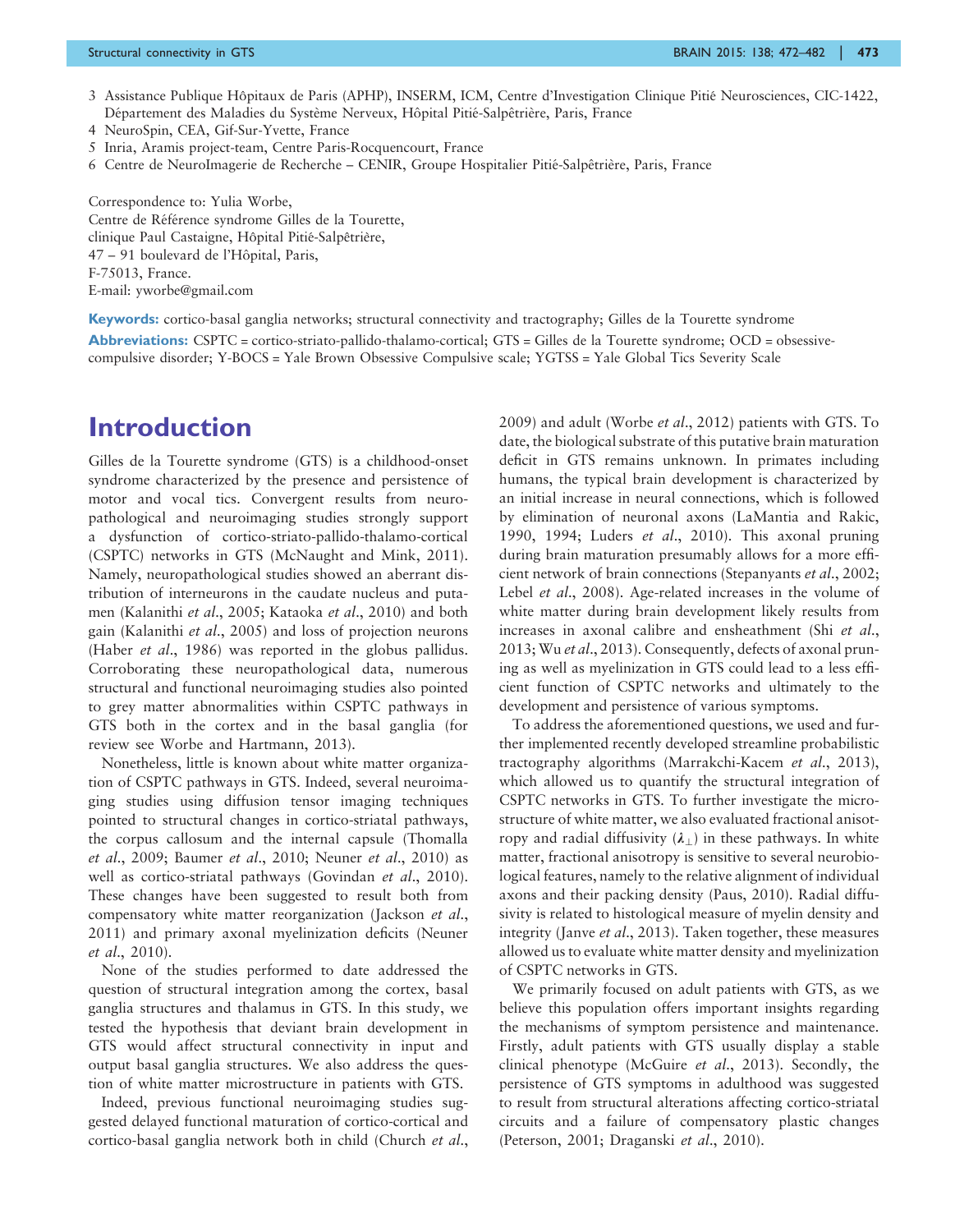3 Assistance Publique Hôpitaux de Paris (APHP), INSERM, ICM, Centre d'Investigation Clinique Pitié Neurosciences, CIC-1422, Département des Maladies du Système Nerveux, Hôpital Pitié-Salpêtrière, Paris, France

4 NeuroSpin, CEA, Gif-Sur-Yvette, France

5 Inria, Aramis project-team, Centre Paris-Rocquencourt, France

6 Centre de NeuroImagerie de Recherche – CENIR, Groupe Hospitalier Pitié-Salpêtrière, Paris, France

Correspondence to: Yulia Worbe,
Centre de Référence syndrome Gilles de la Tourette,
clinique Paul Castaigne, Hôpital Pitié-Salpêtrière,
47 – 91 boulevard de l'Hôpital, Paris,
F-75013, France.
E-mail: yworbe@gmail.com

**Keywords:** cortico-basal ganglia networks; structural connectivity and tractography; Gilles de la Tourette syndrome

**Abbreviations:** CSPTC = cortico-striato-pallido-thalamo-cortical; GTS = Gilles de la Tourette syndrome; OCD = obsessive-compulsive disorder; Y-BOCS = Yale Brown Obsessive Compulsive scale; YGTSS = Yale Global Tics Severity Scale

# Introduction

Gilles de la Tourette syndrome (GTS) is a childhood-onset syndrome characterized by the presence and persistence of motor and vocal tics. Convergent results from neuropathological and neuroimaging studies strongly support a dysfunction of cortico-striato-pallido-thalamo-cortical (CSPTC) networks in GTS (McNaught and Mink, 2011). Namely, neuropathological studies showed an aberrant distribution of interneurons in the caudate nucleus and putamen (Kalanithi *et al*., 2005; Kataoka *et al*., 2010) and both gain (Kalanithi *et al*., 2005) and loss of projection neurons (Haber *et al*., 1986) was reported in the globus pallidus. Corroborating these neuropathological data, numerous structural and functional neuroimaging studies also pointed to grey matter abnormalities within CSPTC pathways in GTS both in the cortex and in the basal ganglia (for review see Worbe and Hartmann, 2013).

Nonetheless, little is known about white matter organization of CSPTC pathways in GTS. Indeed, several neuroimaging studies using diffusion tensor imaging techniques pointed to structural changes in cortico-striatal pathways, the corpus callosum and the internal capsule (Thomalla *et al*., 2009; Baumer *et al*., 2010; Neuner *et al*., 2010) as well as cortico-striatal pathways (Govindan *et al*., 2010). These changes have been suggested to result both from compensatory white matter reorganization (Jackson *et al*., 2011) and primary axonal myelinization deficits (Neuner *et al*., 2010).

None of the studies performed to date addressed the question of structural integration among the cortex, basal ganglia structures and thalamus in GTS. In this study, we tested the hypothesis that deviant brain development in GTS would affect structural connectivity in input and output basal ganglia structures. We also address the question of white matter microstructure in patients with GTS.

Indeed, previous functional neuroimaging studies suggested delayed functional maturation of cortico-cortical and cortico-basal ganglia network both in child (Church *et al*., 2009) and adult (Worbe *et al*., 2012) patients with GTS. To date, the biological substrate of this putative brain maturation deficit in GTS remains unknown. In primates including humans, the typical brain development is characterized by an initial increase in neural connections, which is followed by elimination of neuronal axons (LaMantia and Rakic, 1990, 1994; Luders *et al*., 2010). This axonal pruning during brain maturation presumably allows for a more efficient network of brain connections (Stepanyants *et al*., 2002; Lebel *et al*., 2008). Age-related increases in the volume of white matter during brain development likely results from increases in axonal calibre and ensheathment (Shi *et al*., 2013; Wu *et al*., 2013). Consequently, defects of axonal pruning as well as myelinization in GTS could lead to a less efficient function of CSPTC networks and ultimately to the development and persistence of various symptoms.

To address the aforementioned questions, we used and further implemented recently developed streamline probabilistic tractography algorithms (Marrakchi-Kacem *et al*., 2013), which allowed us to quantify the structural integration of CSPTC networks in GTS. To further investigate the microstructure of white matter, we also evaluated fractional anisotropy and radial diffusivity ($\lambda_{\perp}$) in these pathways. In white matter, fractional anisotropy is sensitive to several neurobiological features, namely to the relative alignment of individual axons and their packing density (Paus, 2010). Radial diffusivity is related to histological measure of myelin density and integrity (Janve *et al*., 2013). Taken together, these measures allowed us to evaluate white matter density and myelinization of CSPTC networks in GTS.

We primarily focused on adult patients with GTS, as we believe this population offers important insights regarding the mechanisms of symptom persistence and maintenance. Firstly, adult patients with GTS usually display a stable clinical phenotype (McGuire *et al*., 2013). Secondly, the persistence of GTS symptoms in adulthood was suggested to result from structural alterations affecting cortico-striatal circuits and a failure of compensatory plastic changes (Peterson, 2001; Draganski *et al*., 2010).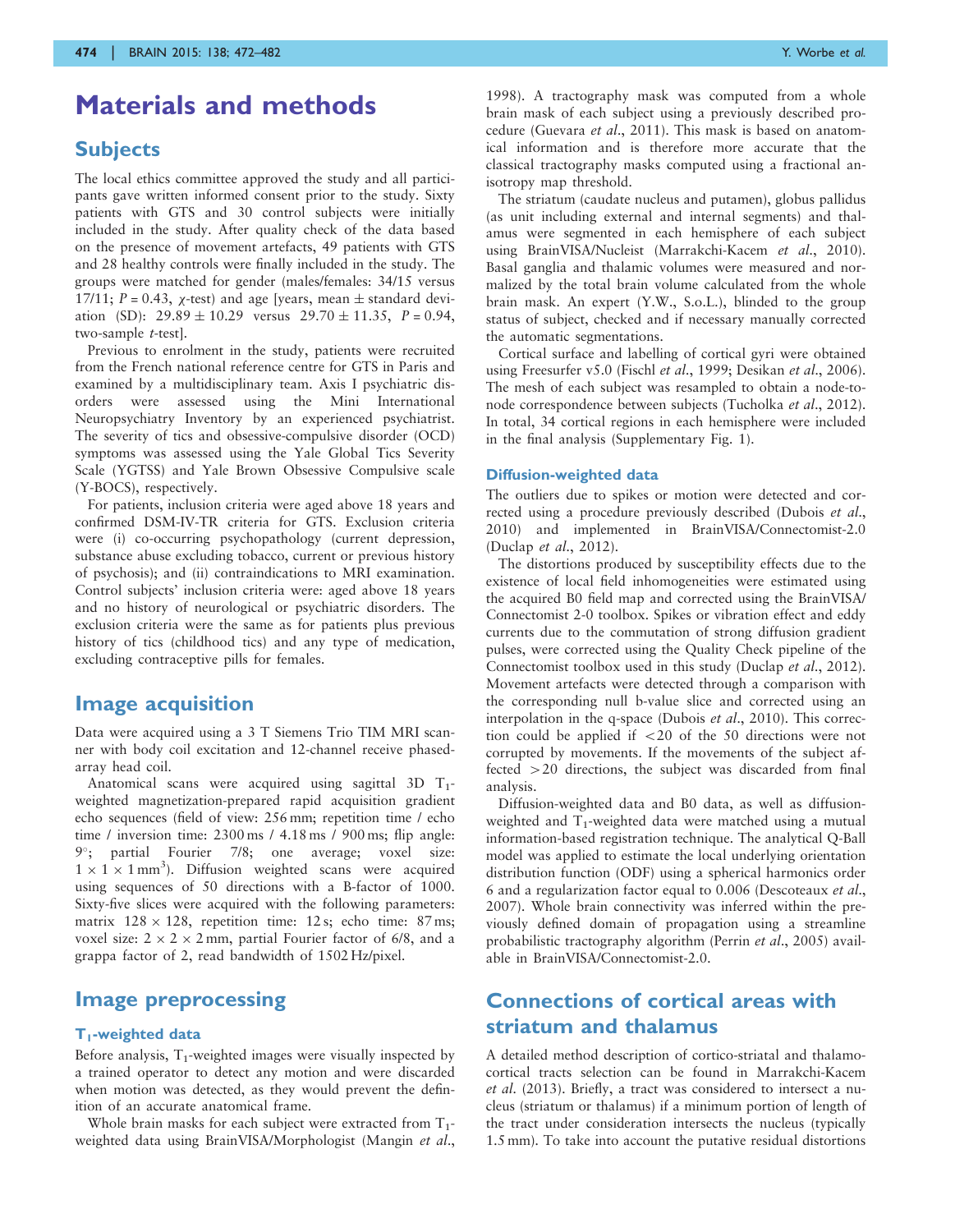# Materials and methods

## Subjects

The local ethics committee approved the study and all participants gave written informed consent prior to the study. Sixty patients with GTS and 30 control subjects were initially included in the study. After quality check of the data based on the presence of movement artefacts, 49 patients with GTS and 28 healthy controls were finally included in the study. The groups were matched for gender (males/females: 34/15 versus 17/11; $P = 0.43$, $\chi$-test) and age [years, mean ± standard deviation (SD): $29.89 \pm 10.29$ versus $29.70 \pm 11.35$, $P = 0.94$, two-sample $t$-test].

Previous to enrolment in the study, patients were recruited from the French national reference centre for GTS in Paris and examined by a multidisciplinary team. Axis I psychiatric disorders were assessed using the Mini International Neuropsychiatry Inventory by an experienced psychiatrist. The severity of tics and obsessive-compulsive disorder (OCD) symptoms was assessed using the Yale Global Tics Severity Scale (YGTSS) and Yale Brown Obsessive Compulsive scale (Y-BOCS), respectively.

For patients, inclusion criteria were aged above 18 years and confirmed DSM-IV-TR criteria for GTS. Exclusion criteria were (i) co-occurring psychopathology (current depression, substance abuse excluding tobacco, current or previous history of psychosis); and (ii) contraindications to MRI examination. Control subjects' inclusion criteria were: aged above 18 years and no history of neurological or psychiatric disorders. The exclusion criteria were the same as for patients plus previous history of tics (childhood tics) and any type of medication, excluding contraceptive pills for females.

## Image acquisition

Data were acquired using a 3 T Siemens Trio TIM MRI scanner with body coil excitation and 12-channel receive phased-array head coil.

Anatomical scans were acquired using sagittal 3D $T_1$-weighted magnetization-prepared rapid acquisition gradient echo sequences (field of view: 256 mm; repetition time / echo time / inversion time: 2300 ms / 4.18 ms / 900 ms; flip angle: 9°; partial Fourier 7/8; one average; voxel size: $1 \times 1 \times 1\ \text{mm}^3$). Diffusion weighted scans were acquired using sequences of 50 directions with a B-factor of 1000. Sixty-five slices were acquired with the following parameters: matrix $128 \times 128$, repetition time: 12 s; echo time: 87 ms; voxel size: $2 \times 2 \times 2$ mm, partial Fourier factor of 6/8, and a grappa factor of 2, read bandwidth of 1502 Hz/pixel.

## Image preprocessing

### $T_1$-weighted data

Before analysis, $T_1$-weighted images were visually inspected by a trained operator to detect any motion and were discarded when motion was detected, as they would prevent the definition of an accurate anatomical frame.

Whole brain masks for each subject were extracted from $T_1$-weighted data using BrainVISA/Morphologist (Mangin *et al*., 1998). A tractography mask was computed from a whole brain mask of each subject using a previously described procedure (Guevara *et al*., 2011). This mask is based on anatomical information and is therefore more accurate that the classical tractography masks computed using a fractional anisotropy map threshold.

The striatum (caudate nucleus and putamen), globus pallidus (as unit including external and internal segments) and thalamus were segmented in each hemisphere of each subject using BrainVISA/Nucleist (Marrakchi-Kacem *et al*., 2010). Basal ganglia and thalamic volumes were measured and normalized by the total brain volume calculated from the whole brain mask. An expert (Y.W., S.o.L.), blinded to the group status of subject, checked and if necessary manually corrected the automatic segmentations.

Cortical surface and labelling of cortical gyri were obtained using Freesurfer v5.0 (Fischl *et al*., 1999; Desikan *et al*., 2006). The mesh of each subject was resampled to obtain a node-to-node correspondence between subjects (Tucholka *et al*., 2012). In total, 34 cortical regions in each hemisphere were included in the final analysis (Supplementary Fig. 1).

### Diffusion-weighted data

The outliers due to spikes or motion were detected and corrected using a procedure previously described (Dubois *et al*., 2010) and implemented in BrainVISA/Connectomist-2.0 (Duclap *et al*., 2012).

The distortions produced by susceptibility effects due to the existence of local field inhomogeneities were estimated using the acquired B0 field map and corrected using the BrainVISA/Connectomist 2-0 toolbox. Spikes or vibration effect and eddy currents due to the commutation of strong diffusion gradient pulses, were corrected using the Quality Check pipeline of the Connectomist toolbox used in this study (Duclap *et al*., 2012). Movement artefacts were detected through a comparison with the corresponding null b-value slice and corrected using an interpolation in the q-space (Dubois *et al*., 2010). This correction could be applied if $<20$ of the 50 directions were not corrupted by movements. If the movements of the subject affected $>20$ directions, the subject was discarded from final analysis.

Diffusion-weighted data and B0 data, as well as diffusion-weighted and $T_1$-weighted data were matched using a mutual information-based registration technique. The analytical Q-Ball model was applied to estimate the local underlying orientation distribution function (ODF) using a spherical harmonics order 6 and a regularization factor equal to 0.006 (Descoteaux *et al*., 2007). Whole brain connectivity was inferred within the previously defined domain of propagation using a streamline probabilistic tractography algorithm (Perrin *et al*., 2005) available in BrainVISA/Connectomist-2.0.

## Connections of cortical areas with striatum and thalamus

A detailed method description of cortico-striatal and thalamo-cortical tracts selection can be found in Marrakchi-Kacem *et al*. (2013). Briefly, a tract was considered to intersect a nucleus (striatum or thalamus) if a minimum portion of length of the tract under consideration intersects the nucleus (typically 1.5 mm). To take into account the putative residual distortions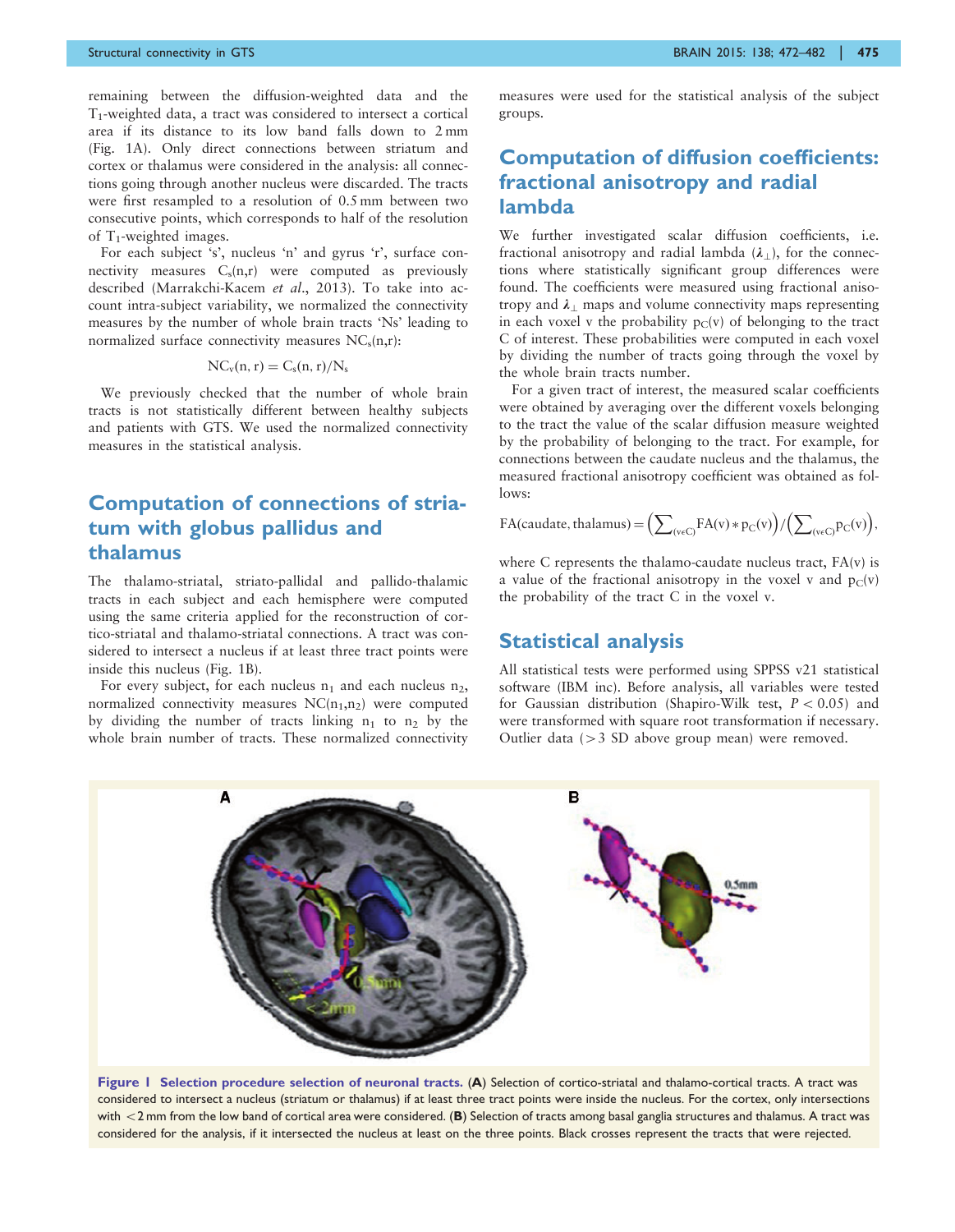remaining between the diffusion-weighted data and the $T_1$-weighted data, a tract was considered to intersect a cortical area if its distance to its low band falls down to 2 mm (Fig. 1A). Only direct connections between striatum and cortex or thalamus were considered in the analysis: all connections going through another nucleus were discarded. The tracts were first resampled to a resolution of 0.5 mm between two consecutive points, which corresponds to half of the resolution of $T_1$-weighted images.

For each subject 's', nucleus 'n' and gyrus 'r', surface connectivity measures $C_s(n,r)$ were computed as previously described (Marrakchi-Kacem *et al.*, 2013). To take into account intra-subject variability, we normalized the connectivity measures by the number of whole brain tracts 'Ns' leading to normalized surface connectivity measures $NC_s(n,r)$:

$$NC_v(n, r) = C_s(n, r)/N_s$$

We previously checked that the number of whole brain tracts is not statistically different between healthy subjects and patients with GTS. We used the normalized connectivity measures in the statistical analysis.

## Computation of connections of striatum with globus pallidus and thalamus

The thalamo-striatal, striato-pallidal and pallido-thalamic tracts in each subject and each hemisphere were computed using the same criteria applied for the reconstruction of cortico-striatal and thalamo-striatal connections. A tract was considered to intersect a nucleus if at least three tract points were inside this nucleus (Fig. 1B).

For every subject, for each nucleus $n_1$ and each nucleus $n_2$, normalized connectivity measures $NC(n_1,n_2)$ were computed by dividing the number of tracts linking $n_1$ to $n_2$ by the whole brain number of tracts. These normalized connectivity measures were used for the statistical analysis of the subject groups.

## Computation of diffusion coefficients: fractional anisotropy and radial lambda

We further investigated scalar diffusion coefficients, i.e. fractional anisotropy and radial lambda ($\lambda_\perp$), for the connections where statistically significant group differences were found. The coefficients were measured using fractional anisotropy and $\lambda_\perp$ maps and volume connectivity maps representing in each voxel v the probability $p_C(v)$ of belonging to the tract C of interest. These probabilities were computed in each voxel by dividing the number of tracts going through the voxel by the whole brain tracts number.

For a given tract of interest, the measured scalar coefficients were obtained by averaging over the different voxels belonging to the tract the value of the scalar diffusion measure weighted by the probability of belonging to the tract. For example, for connections between the caudate nucleus and the thalamus, the measured fractional anisotropy coefficient was obtained as follows:

$$\mathrm{FA(caudate, thalamus)} = \left(\sum\nolimits_{(v \in C)} \mathrm{FA}(v) * p_C(v)\right) / \left(\sum\nolimits_{(v \in C)} p_C(v)\right),$$

where C represents the thalamo-caudate nucleus tract, FA(v) is a value of the fractional anisotropy in the voxel v and $p_C(v)$ the probability of the tract C in the voxel v.

## Statistical analysis

All statistical tests were performed using SPPSS v21 statistical software (IBM inc). Before analysis, all variables were tested for Gaussian distribution (Shapiro-Wilk test, $P < 0.05$) and were transformed with square root transformation if necessary. Outlier data (>3 SD above group mean) were removed.

**Figure 1 Selection procedure selection of neuronal tracts.** (**A**) Selection of cortico-striatal and thalamo-cortical tracts. A tract was considered to intersect a nucleus (striatum or thalamus) if at least three tract points were inside the nucleus. For the cortex, only intersections with <2 mm from the low band of cortical area were considered. (**B**) Selection of tracts among basal ganglia structures and thalamus. A tract was considered for the analysis, if it intersected the nucleus at least on the three points. Black crosses represent the tracts that were rejected.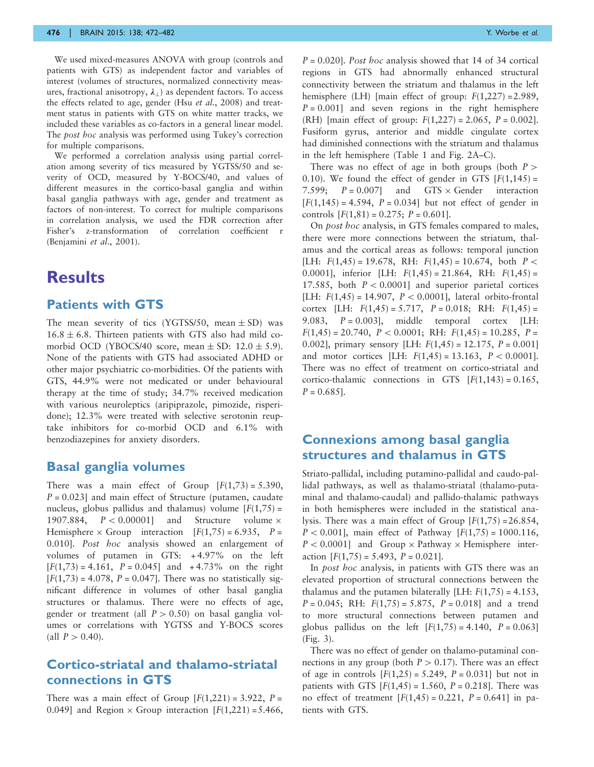We used mixed-measures ANOVA with group (controls and patients with GTS) as independent factor and variables of interest (volumes of structures, normalized connectivity measures, fractional anisotropy, $\lambda_{\perp}$) as dependent factors. To access the effects related to age, gender (Hsu *et al.*, 2008) and treatment status in patients with GTS on white matter tracks, we included these variables as co-factors in a general linear model. The *post hoc* analysis was performed using Tukey's correction for multiple comparisons.

We performed a correlation analysis using partial correlation among severity of tics measured by YGTSS/50 and severity of OCD, measured by Y-BOCS/40, and values of different measures in the cortico-basal ganglia and within basal ganglia pathways with age, gender and treatment as factors of non-interest. To correct for multiple comparisons in correlation analysis, we used the FDR correction after Fisher's z-transformation of correlation coefficient r (Benjamini *et al.*, 2001).

# Results

## Patients with GTS

The mean severity of tics (YGTSS/50, mean $\pm$ SD) was $16.8 \pm 6.8$. Thirteen patients with GTS also had mild comorbid OCD (YBOCS/40 score, mean $\pm$ SD: $12.0 \pm 5.9$). None of the patients with GTS had associated ADHD or other major psychiatric co-morbidities. Of the patients with GTS, 44.9% were not medicated or under behavioural therapy at the time of study; 34.7% received medication with various neuroleptics (aripiprazole, pimozide, risperidone); 12.3% were treated with selective serotonin reuptake inhibitors for co-morbid OCD and 6.1% with benzodiazepines for anxiety disorders.

## Basal ganglia volumes

There was a main effect of Group [$F(1,73) = 5.390$, $P = 0.023$] and main effect of Structure (putamen, caudate nucleus, globus pallidus and thalamus) volume [$F(1,75) = 1907.884$, $P < 0.00001$] and Structure volume $\times$ Hemisphere $\times$ Group interaction [$F(1,75) = 6.935$, $P = 0.010$]. *Post hoc* analysis showed an enlargement of volumes of putamen in GTS: +4.97% on the left [$F(1,73) = 4.161$, $P = 0.045$] and +4.73% on the right [$F(1,73) = 4.078$, $P = 0.047$]. There was no statistically significant difference in volumes of other basal ganglia structures or thalamus. There were no effects of age, gender or treatment (all $P > 0.50$) on basal ganglia volumes or correlations with YGTSS and Y-BOCS scores (all $P > 0.40$).

## Cortico-striatal and thalamo-striatal connections in GTS

There was a main effect of Group [$F(1,221) = 3.922$, $P = 0.049$] and Region $\times$ Group interaction [$F(1,221) = 5.466$, $P = 0.020$]. *Post hoc* analysis showed that 14 of 34 cortical regions in GTS had abnormally enhanced structural connectivity between the striatum and thalamus in the left hemisphere (LH) [main effect of group: $F(1,227) = 2.989$, $P = 0.001$] and seven regions in the right hemisphere (RH) [main effect of group: $F(1,227) = 2.065$, $P = 0.002$]. Fusiform gyrus, anterior and middle cingulate cortex had diminished connections with the striatum and thalamus in the left hemisphere (Table 1 and Fig. 2A–C).

There was no effect of age in both groups (both $P > 0.10$). We found the effect of gender in GTS [$F(1,145) = 7.599$; $P = 0.007$] and GTS $\times$ Gender interaction [$F(1,145) = 4.594$, $P = 0.034$] but not effect of gender in controls [$F(1,81) = 0.275$; $P = 0.601$].

On *post hoc* analysis, in GTS females compared to males, there were more connections between the striatum, thalamus and the cortical areas as follows: temporal junction [LH: $F(1,45) = 19.678$, RH: $F(1,45) = 10.674$, both $P < 0.0001$], inferior [LH: $F(1,45) = 21.864$, RH: $F(1,45) = 17.585$, both $P < 0.0001$] and superior parietal cortices [LH: $F(1,45) = 14.907$, $P < 0.0001$], lateral orbito-frontal cortex [LH: $F(1,45) = 5.717$, $P = 0.018$; RH: $F(1,45) = 9.083$, $P = 0.003$], middle temporal cortex [LH: $F(1,45) = 20.740$, $P < 0.0001$; RH: $F(1,45) = 10.285$, $P = 0.002$], primary sensory [LH: $F(1,45) = 12.175$, $P = 0.001$] and motor cortices [LH: $F(1,45) = 13.163$, $P < 0.0001$]. There was no effect of treatment on cortico-striatal and cortico-thalamic connections in GTS [$F(1,143) = 0.165$, $P = 0.685$].

## Connexions among basal ganglia structures and thalamus in GTS

Striato-pallidal, including putamino-pallidal and caudo-pallidal pathways, as well as thalamo-striatal (thalamo-putaminal and thalamo-caudal) and pallido-thalamic pathways in both hemispheres were included in the statistical analysis. There was a main effect of Group [$F(1,75) = 26.854$, $P < 0.001$], main effect of Pathway [$F(1,75) = 1000.116$, $P < 0.0001$] and Group $\times$ Pathway $\times$ Hemisphere interaction [$F(1,75) = 5.493$, $P = 0.021$].

In *post hoc* analysis, in patients with GTS there was an elevated proportion of structural connections between the thalamus and the putamen bilaterally [LH: $F(1,75) = 4.153$, $P = 0.045$; RH: $F(1,75) = 5.875$, $P = 0.018$] and a trend to more structural connections between putamen and globus pallidus on the left [$F(1,75) = 4.140$, $P = 0.063$] (Fig. 3).

There was no effect of gender on thalamo-putaminal connections in any group (both $P > 0.17$). There was an effect of age in controls [$F(1,25) = 5.249$, $P = 0.031$] but not in patients with GTS [$F(1,45) = 1.560$, $P = 0.218$]. There was no effect of treatment [$F(1,45) = 0.221$, $P = 0.641$] in patients with GTS.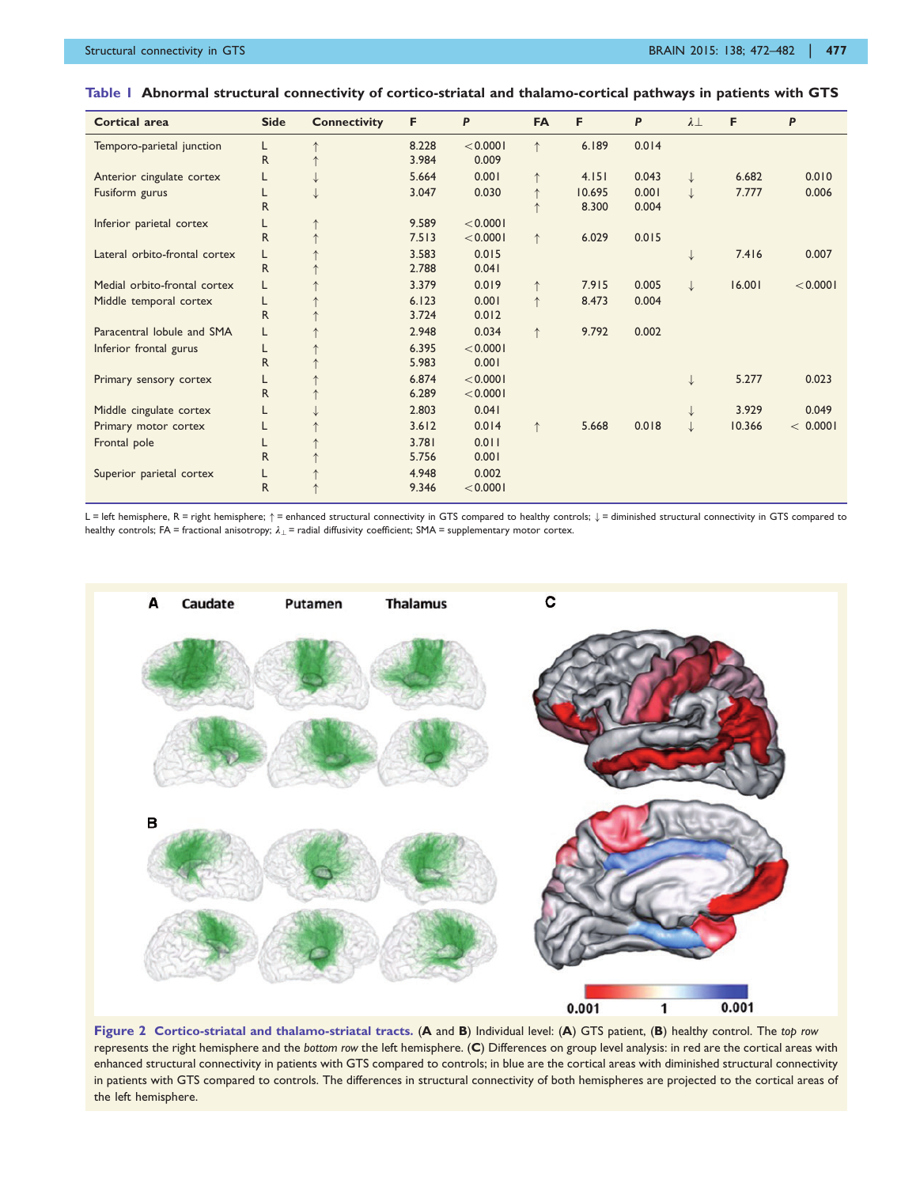**Table 1 Abnormal structural connectivity of cortico-striatal and thalamo-cortical pathways in patients with GTS**

| Cortical area | Side | Connectivity | F | P | FA | F | P | $\lambda\perp$ | F | P |
|---|---|---|---|---|---|---|---|---|---|---|
| Temporo-parietal junction | L | ↑ | 8.228 | <0.0001 | ↑ | 6.189 | 0.014 | | | |
| | R | ↑ | 3.984 | 0.009 | | | | | | |
| Anterior cingulate cortex | L | ↓ | 5.664 | 0.001 | ↑ | 4.151 | 0.043 | ↓ | 6.682 | 0.010 |
| Fusiform gurus | L | ↓ | 3.047 | 0.030 | ↑ | 10.695 | 0.001 | ↓ | 7.777 | 0.006 |
| | R | | | | ↑ | 8.300 | 0.004 | | | |
| Inferior parietal cortex | L | ↑ | 9.589 | <0.0001 | | | | | | |
| | R | ↑ | 7.513 | <0.0001 | ↑ | 6.029 | 0.015 | | | |
| Lateral orbito-frontal cortex | L | ↑ | 3.583 | 0.015 | | | | ↓ | 7.416 | 0.007 |
| | R | ↑ | 2.788 | 0.041 | | | | | | |
| Medial orbito-frontal cortex | L | ↑ | 3.379 | 0.019 | ↑ | 7.915 | 0.005 | ↓ | 16.001 | <0.0001 |
| Middle temporal cortex | L | ↑ | 6.123 | 0.001 | ↑ | 8.473 | 0.004 | | | |
| | R | ↑ | 3.724 | 0.012 | | | | | | |
| Paracentral lobule and SMA | L | ↑ | 2.948 | 0.034 | ↑ | 9.792 | 0.002 | | | |
| Inferior frontal gurus | L | ↑ | 6.395 | <0.0001 | | | | | | |
| | R | ↑ | 5.983 | 0.001 | | | | | | |
| Primary sensory cortex | L | ↑ | 6.874 | <0.0001 | | | | ↓ | 5.277 | 0.023 |
| | R | ↑ | 6.289 | <0.0001 | | | | | | |
| Middle cingulate cortex | L | ↓ | 2.803 | 0.041 | | | | ↓ | 3.929 | 0.049 |
| Primary motor cortex | L | ↑ | 3.612 | 0.014 | ↑ | 5.668 | 0.018 | ↓ | 10.366 | < 0.0001 |
| Frontal pole | L | ↑ | 3.781 | 0.011 | | | | | | |
| | R | ↑ | 5.756 | 0.001 | | | | | | |
| Superior parietal cortex | L | ↑ | 4.948 | 0.002 | | | | | | |
| | R | ↑ | 9.346 | <0.0001 | | | | | | |

L = left hemisphere, R = right hemisphere; ↑ = enhanced structural connectivity in GTS compared to healthy controls; ↓ = diminished structural connectivity in GTS compared to healthy controls; FA = fractional anisotropy; $\lambda_{\perp}$ = radial diffusivity coefficient; SMA = supplementary motor cortex.

**Figure 2 Cortico-striatal and thalamo-striatal tracts.** (**A** and **B**) Individual level: (**A**) GTS patient, (**B**) healthy control. The *top row* represents the right hemisphere and the *bottom row* the left hemisphere. (**C**) Differences on group level analysis: in red are the cortical areas with enhanced structural connectivity in patients with GTS compared to controls; in blue are the cortical areas with diminished structural connectivity in patients with GTS compared to controls. The differences in structural connectivity of both hemispheres are projected to the cortical areas of the left hemisphere.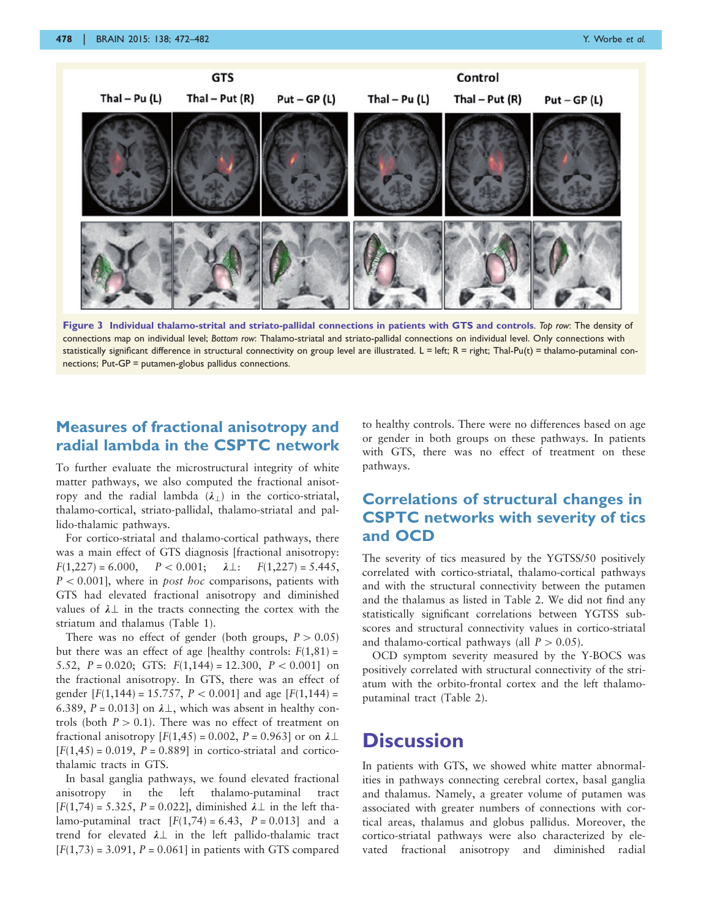**Figure 3 Individual thalamo-strital and striato-pallidal connections in patients with GTS and controls.** *Top row*: The density of connections map on individual level; *Bottom row*: Thalamo-striatal and striato-pallidal connections on individual level. Only connections with statistically significant difference in structural connectivity on group level are illustrated. L = left; R = right; Thal-Pu(t) = thalamo-putaminal connections; Put-GP = putamen-globus pallidus connections.

## Measures of fractional anisotropy and radial lambda in the CSPTC network

To further evaluate the microstructural integrity of white matter pathways, we also computed the fractional anisotropy and the radial lambda ($\lambda_{\perp}$) in the cortico-striatal, thalamo-cortical, striato-pallidal, thalamo-striatal and pallido-thalamic pathways.

For cortico-striatal and thalamo-cortical pathways, there was a main effect of GTS diagnosis [fractional anisotropy: $F(1,227) = 6.000$, $P < 0.001$; $\lambda\perp$: $F(1,227) = 5.445$, $P < 0.001$], where in *post hoc* comparisons, patients with GTS had elevated fractional anisotropy and diminished values of $\lambda\perp$ in the tracts connecting the cortex with the striatum and thalamus (Table 1).

There was no effect of gender (both groups, $P > 0.05$) but there was an effect of age [healthy controls: $F(1,81) = 5.52$, $P = 0.020$; GTS: $F(1,144) = 12.300$, $P < 0.001$] on the fractional anisotropy. In GTS, there was an effect of gender [$F(1,144) = 15.757$, $P < 0.001$] and age [$F(1,144) = 6.389$, $P = 0.013$] on $\lambda\perp$, which was absent in healthy controls (both $P > 0.1$). There was no effect of treatment on fractional anisotropy [$F(1,45) = 0.002$, $P = 0.963$] or on $\lambda\perp$ [$F(1,45) = 0.019$, $P = 0.889$] in cortico-striatal and cortico-thalamic tracts in GTS.

In basal ganglia pathways, we found elevated fractional anisotropy in the left thalamo-putaminal tract [$F(1,74) = 5.325$, $P = 0.022$], diminished $\lambda\perp$ in the left thalamo-putaminal tract [$F(1,74) = 6.43$, $P = 0.013$] and a trend for elevated $\lambda\perp$ in the left pallido-thalamic tract [$F(1,73) = 3.091$, $P = 0.061$] in patients with GTS compared to healthy controls. There were no differences based on age or gender in both groups on these pathways. In patients with GTS, there was no effect of treatment on these pathways.

## Correlations of structural changes in CSPTC networks with severity of tics and OCD

The severity of tics measured by the YGTSS/50 positively correlated with cortico-striatal, thalamo-cortical pathways and with the structural connectivity between the putamen and the thalamus as listed in Table 2. We did not find any statistically significant correlations between YGTSS subscores and structural connectivity values in cortico-striatal and thalamo-cortical pathways (all $P > 0.05$).

OCD symptom severity measured by the Y-BOCS was positively correlated with structural connectivity of the striatum with the orbito-frontal cortex and the left thalamo-putaminal tract (Table 2).

# Discussion

In patients with GTS, we showed white matter abnormalities in pathways connecting cerebral cortex, basal ganglia and thalamus. Namely, a greater volume of putamen was associated with greater numbers of connections with cortical areas, thalamus and globus pallidus. Moreover, the cortico-striatal pathways were also characterized by elevated fractional anisotropy and diminished radial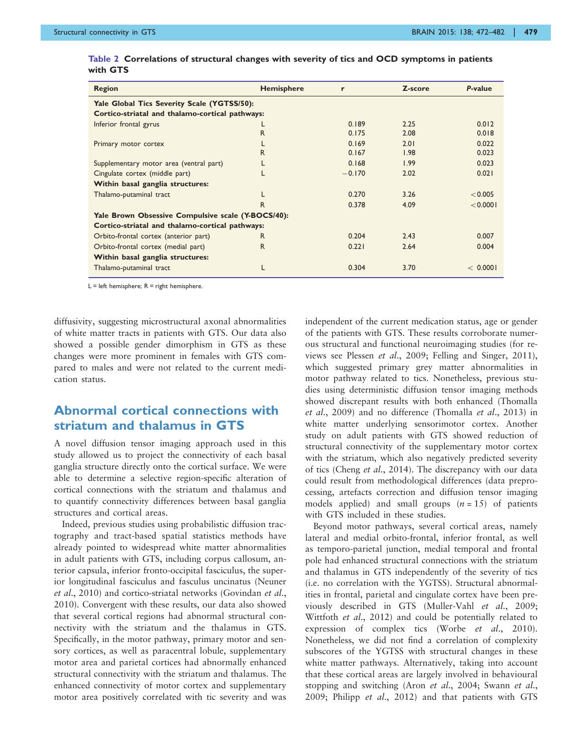**Table 2 Correlations of structural changes with severity of tics and OCD symptoms in patients with GTS**

| Region | Hemisphere | r | Z-score | P-value |
|---|---|---|---|---|
| **Yale Global Tics Severity Scale (YGTSS/50):** | | | | |
| **Cortico-striatal and thalamo-cortical pathways:** | | | | |
| Inferior frontal gyrus | L | 0.189 | 2.25 | 0.012 |
| | R | 0.175 | 2.08 | 0.018 |
| Primary motor cortex | L | 0.169 | 2.01 | 0.022 |
| | R | 0.167 | 1.98 | 0.023 |
| Supplementary motor area (ventral part) | L | 0.168 | 1.99 | 0.023 |
| Cingulate cortex (middle part) | L | −0.170 | 2.02 | 0.021 |
| **Within basal ganglia structures:** | | | | |
| Thalamo-putaminal tract | L | 0.270 | 3.26 | <0.005 |
| | R | 0.378 | 4.09 | <0.0001 |
| **Yale Brown Obsessive Compulsive scale (Y-BOCS/40):** | | | | |
| **Cortico-striatal and thalamo-cortical pathways:** | | | | |
| Orbito-frontal cortex (anterior part) | R | 0.204 | 2.43 | 0.007 |
| Orbito-frontal cortex (medial part) | R | 0.221 | 2.64 | 0.004 |
| **Within basal ganglia structures:** | | | | |
| Thalamo-putaminal tract | L | 0.304 | 3.70 | < 0.0001 |

L = left hemisphere; R = right hemisphere.

diffusivity, suggesting microstructural axonal abnormalities of white matter tracts in patients with GTS. Our data also showed a possible gender dimorphism in GTS as these changes were more prominent in females with GTS compared to males and were not related to the current medication status.

## Abnormal cortical connections with striatum and thalamus in GTS

A novel diffusion tensor imaging approach used in this study allowed us to project the connectivity of each basal ganglia structure directly onto the cortical surface. We were able to determine a selective region-specific alteration of cortical connections with the striatum and thalamus and to quantify connectivity differences between basal ganglia structures and cortical areas.

Indeed, previous studies using probabilistic diffusion tractography and tract-based spatial statistics methods have already pointed to widespread white matter abnormalities in adult patients with GTS, including corpus callosum, anterior capsula, inferior fronto-occipital fasciculus, the superior longitudinal fasciculus and fasculus uncinatus (Neuner *et al*., 2010) and cortico-striatal networks (Govindan *et al*., 2010). Convergent with these results, our data also showed that several cortical regions had abnormal structural connectivity with the striatum and the thalamus in GTS. Specifically, in the motor pathway, primary motor and sensory cortices, as well as paracentral lobule, supplementary motor area and parietal cortices had abnormally enhanced structural connectivity with the striatum and thalamus. The enhanced connectivity of motor cortex and supplementary motor area positively correlated with tic severity and was independent of the current medication status, age or gender of the patients with GTS. These results corroborate numerous structural and functional neuroimaging studies (for reviews see Plessen *et al*., 2009; Felling and Singer, 2011), which suggested primary grey matter abnormalities in motor pathway related to tics. Nonetheless, previous studies using deterministic diffusion tensor imaging methods showed discrepant results with both enhanced (Thomalla *et al*., 2009) and no difference (Thomalla *et al*., 2013) in white matter underlying sensorimotor cortex. Another study on adult patients with GTS showed reduction of structural connectivity of the supplementary motor cortex with the striatum, which also negatively predicted severity of tics (Cheng *et al*., 2014). The discrepancy with our data could result from methodological differences (data preprocessing, artefacts correction and diffusion tensor imaging models applied) and small groups ($n = 15$) of patients with GTS included in these studies.

Beyond motor pathways, several cortical areas, namely lateral and medial orbito-frontal, inferior frontal, as well as temporo-parietal junction, medial temporal and frontal pole had enhanced structural connections with the striatum and thalamus in GTS independently of the severity of tics (i.e. no correlation with the YGTSS). Structural abnormalities in frontal, parietal and cingulate cortex have been previously described in GTS (Muller-Vahl *et al*., 2009; Wittfoth *et al*., 2012) and could be potentially related to expression of complex tics (Worbe *et al*., 2010). Nonetheless, we did not find a correlation of complexity subscores of the YGTSS with structural changes in these white matter pathways. Alternatively, taking into account that these cortical areas are largely involved in behavioural stopping and switching (Aron *et al*., 2004; Swann *et al*., 2009; Philipp *et al*., 2012) and that patients with GTS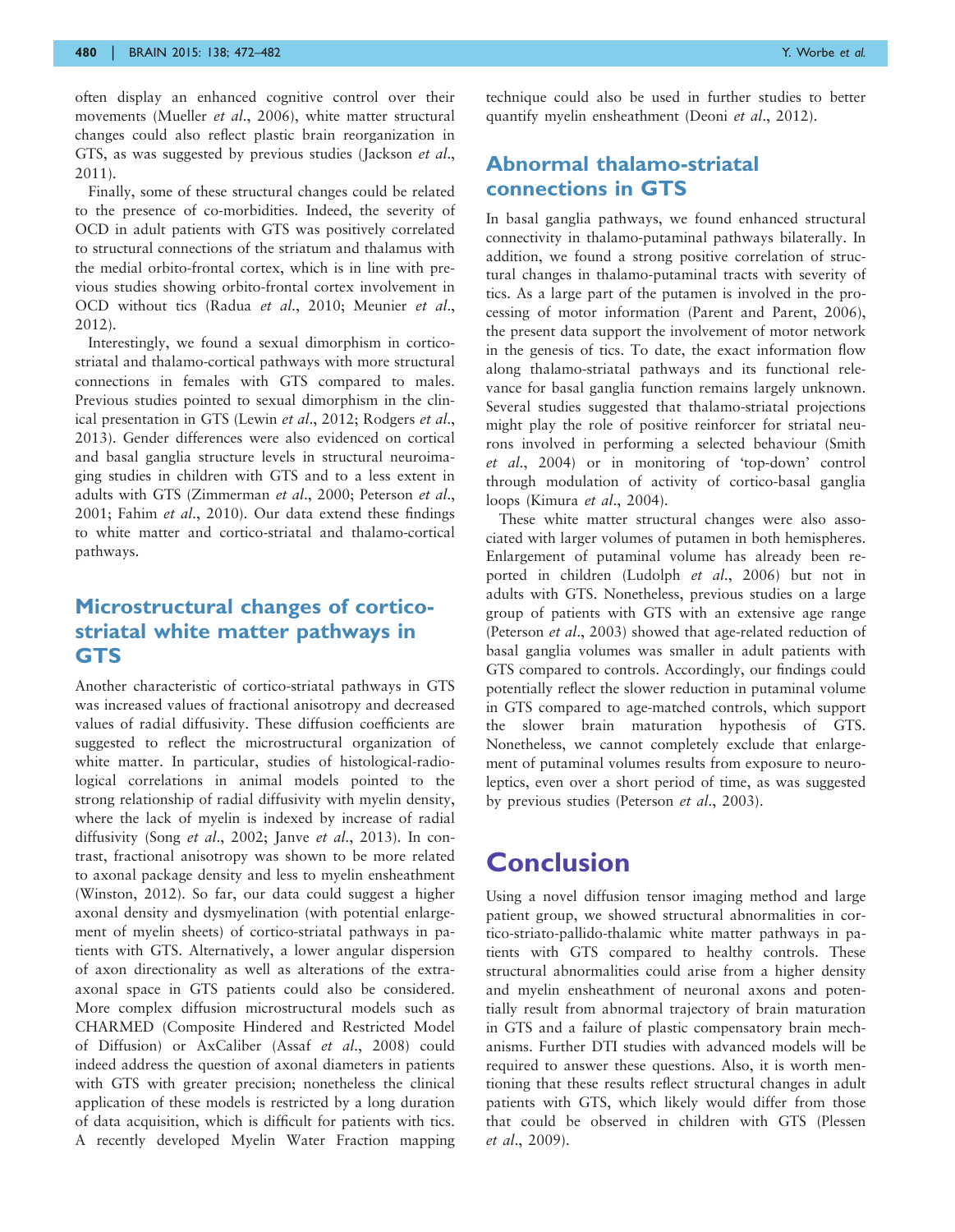often display an enhanced cognitive control over their movements (Mueller *et al.*, 2006), white matter structural changes could also reflect plastic brain reorganization in GTS, as was suggested by previous studies (Jackson *et al.*, 2011).

Finally, some of these structural changes could be related to the presence of co-morbidities. Indeed, the severity of OCD in adult patients with GTS was positively correlated to structural connections of the striatum and thalamus with the medial orbito-frontal cortex, which is in line with previous studies showing orbito-frontal cortex involvement in OCD without tics (Radua *et al.*, 2010; Meunier *et al.*, 2012).

Interestingly, we found a sexual dimorphism in cortico-striatal and thalamo-cortical pathways with more structural connections in females with GTS compared to males. Previous studies pointed to sexual dimorphism in the clinical presentation in GTS (Lewin *et al.*, 2012; Rodgers *et al.*, 2013). Gender differences were also evidenced on cortical and basal ganglia structure levels in structural neuroimaging studies in children with GTS and to a less extent in adults with GTS (Zimmerman *et al.*, 2000; Peterson *et al.*, 2001; Fahim *et al.*, 2010). Our data extend these findings to white matter and cortico-striatal and thalamo-cortical pathways.

## Microstructural changes of cortico-striatal white matter pathways in GTS

Another characteristic of cortico-striatal pathways in GTS was increased values of fractional anisotropy and decreased values of radial diffusivity. These diffusion coefficients are suggested to reflect the microstructural organization of white matter. In particular, studies of histological-radiological correlations in animal models pointed to the strong relationship of radial diffusivity with myelin density, where the lack of myelin is indexed by increase of radial diffusivity (Song *et al.*, 2002; Janve *et al.*, 2013). In contrast, fractional anisotropy was shown to be more related to axonal package density and less to myelin ensheathment (Winston, 2012). So far, our data could suggest a higher axonal density and dysmyelination (with potential enlargement of myelin sheets) of cortico-striatal pathways in patients with GTS. Alternatively, a lower angular dispersion of axon directionality as well as alterations of the extra-axonal space in GTS patients could also be considered. More complex diffusion microstructural models such as CHARMED (Composite Hindered and Restricted Model of Diffusion) or AxCaliber (Assaf *et al.*, 2008) could indeed address the question of axonal diameters in patients with GTS with greater precision; nonetheless the clinical application of these models is restricted by a long duration of data acquisition, which is difficult for patients with tics. A recently developed Myelin Water Fraction mapping technique could also be used in further studies to better quantify myelin ensheathment (Deoni *et al.*, 2012).

## Abnormal thalamo-striatal connections in GTS

In basal ganglia pathways, we found enhanced structural connectivity in thalamo-putaminal pathways bilaterally. In addition, we found a strong positive correlation of structural changes in thalamo-putaminal tracts with severity of tics. As a large part of the putamen is involved in the processing of motor information (Parent and Parent, 2006), the present data support the involvement of motor network in the genesis of tics. To date, the exact information flow along thalamo-striatal pathways and its functional relevance for basal ganglia function remains largely unknown. Several studies suggested that thalamo-striatal projections might play the role of positive reinforcer for striatal neurons involved in performing a selected behaviour (Smith *et al.*, 2004) or in monitoring of 'top-down' control through modulation of activity of cortico-basal ganglia loops (Kimura *et al.*, 2004).

These white matter structural changes were also associated with larger volumes of putamen in both hemispheres. Enlargement of putaminal volume has already been reported in children (Ludolph *et al.*, 2006) but not in adults with GTS. Nonetheless, previous studies on a large group of patients with GTS with an extensive age range (Peterson *et al.*, 2003) showed that age-related reduction of basal ganglia volumes was smaller in adult patients with GTS compared to controls. Accordingly, our findings could potentially reflect the slower reduction in putaminal volume in GTS compared to age-matched controls, which support the slower brain maturation hypothesis of GTS. Nonetheless, we cannot completely exclude that enlargement of putaminal volumes results from exposure to neuroleptics, even over a short period of time, as was suggested by previous studies (Peterson *et al.*, 2003).

# Conclusion

Using a novel diffusion tensor imaging method and large patient group, we showed structural abnormalities in cortico-striato-pallido-thalamic white matter pathways in patients with GTS compared to healthy controls. These structural abnormalities could arise from a higher density and myelin ensheathment of neuronal axons and potentially result from abnormal trajectory of brain maturation in GTS and a failure of plastic compensatory brain mechanisms. Further DTI studies with advanced models will be required to answer these questions. Also, it is worth mentioning that these results reflect structural changes in adult patients with GTS, which likely would differ from those that could be observed in children with GTS (Plessen *et al.*, 2009).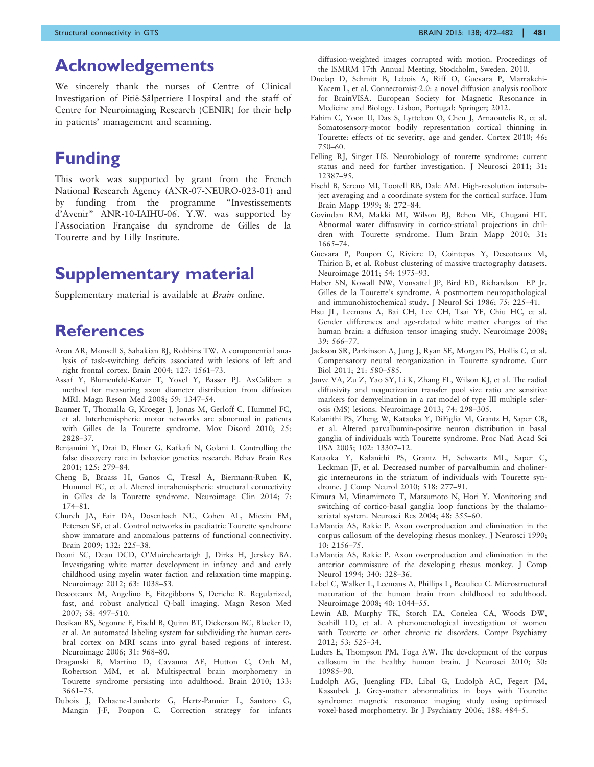## Acknowledgements

We sincerely thank the nurses of Centre of Clinical Investigation of Pitié-Sâlpetriere Hospital and the staff of Centre for Neuroimaging Research (CENIR) for their help in patients' management and scanning.

## Funding

This work was supported by grant from the French National Research Agency (ANR-07-NEURO-023-01) and by funding from the programme "Investissements d'Avenir" ANR-10-IAIHU-06. Y.W. was supported by l'Association Française du syndrome de Gilles de la Tourette and by Lilly Institute.

## Supplementary material

Supplementary material is available at *Brain* online.

## References

Aron AR, Monsell S, Sahakian BJ, Robbins TW. A componential analysis of task-switching deficits associated with lesions of left and right frontal cortex. Brain 2004; 127: 1561–73.

Assaf Y, Blumenfeld-Katzir T, Yovel Y, Basser PJ. AxCaliber: a method for measuring axon diameter distribution from diffusion MRI. Magn Reson Med 2008; 59: 1347–54.

Baumer T, Thomalla G, Kroeger J, Jonas M, Gerloff C, Hummel FC, et al. Interhemispheric motor networks are abnormal in patients with Gilles de la Tourette syndrome. Mov Disord 2010; 25: 2828–37.

Benjamini Y, Drai D, Elmer G, Kafkafi N, Golani I. Controlling the false discovery rate in behavior genetics research. Behav Brain Res 2001; 125: 279–84.

Cheng B, Braass H, Ganos C, Treszl A, Biermann-Ruben K, Hummel FC, et al. Altered intrahemispheric structural connectivity in Gilles de la Tourette syndrome. Neuroimage Clin 2014; 7: 174–81.

Church JA, Fair DA, Dosenbach NU, Cohen AL, Miezin FM, Petersen SE, et al. Control networks in paediatric Tourette syndrome show immature and anomalous patterns of functional connectivity. Brain 2009; 132: 225–38.

Deoni SC, Dean DCD, O'Muircheartaigh J, Dirks H, Jerskey BA. Investigating white matter development in infancy and and early childhood using myelin water faction and relaxation time mapping. Neuroimage 2012; 63: 1038–53.

Descoteaux M, Angelino E, Fitzgibbons S, Deriche R. Regularized, fast, and robust analytical Q-ball imaging. Magn Reson Med 2007; 58: 497–510.

Desikan RS, Segonne F, Fischl B, Quinn BT, Dickerson BC, Blacker D, et al. An automated labeling system for subdividing the human cerebral cortex on MRI scans into gyral based regions of interest. Neuroimage 2006; 31: 968–80.

Draganski B, Martino D, Cavanna AE, Hutton C, Orth M, Robertson MM, et al. Multispectral brain morphometry in Tourette syndrome persisting into adulthood. Brain 2010; 133: 3661–75.

Dubois J, Dehaene-Lambertz G, Hertz-Pannier L, Santoro G, Mangin J-F, Poupon C. Correction strategy for infants diffusion-weighted images corrupted with motion. Proceedings of the ISMRM 17th Annual Meeting, Stockholm, Sweden. 2010.

Duclap D, Schmitt B, Lebois A, Riff O, Guevara P, Marrakchi-Kacem L, et al. Connectomist-2.0: a novel diffusion analysis toolbox for BrainVISA. European Society for Magnetic Resonance in Medicine and Biology. Lisbon, Portugal: Springer; 2012.

Fahim C, Yoon U, Das S, Lyttelton O, Chen J, Arnaoutelis R, et al. Somatosensory-motor bodily representation cortical thinning in Tourette: effects of tic severity, age and gender. Cortex 2010; 46: 750–60.

Felling RJ, Singer HS. Neurobiology of tourette syndrome: current status and need for further investigation. J Neurosci 2011; 31: 12387–95.

Fischl B, Sereno MI, Tootell RB, Dale AM. High-resolution intersubject averaging and a coordinate system for the cortical surface. Hum Brain Mapp 1999; 8: 272–84.

Govindan RM, Makki MI, Wilson BJ, Behen ME, Chugani HT. Abnormal water diffusuvity in cortico-striatal projections in children with Tourette syndrome. Hum Brain Mapp 2010; 31: 1665–74.

Guevara P, Poupon C, Riviere D, Cointepas Y, Descoteaux M, Thirion B, et al. Robust clustering of massive tractography datasets. Neuroimage 2011; 54: 1975–93.

Haber SN, Kowall NW, Vonsattel JP, Bird ED, Richardson EP Jr. Gilles de la Tourette's syndrome. A postmortem neuropathological and immunohistochemical study. J Neurol Sci 1986; 75: 225–41.

Hsu JL, Leemans A, Bai CH, Lee CH, Tsai YF, Chiu HC, et al. Gender differences and age-related white matter changes of the human brain: a diffusion tensor imaging study. Neuroimage 2008; 39: 566–77.

Jackson SR, Parkinson A, Jung J, Ryan SE, Morgan PS, Hollis C, et al. Compensatory neural reorganization in Tourette syndrome. Curr Biol 2011; 21: 580–585.

Janve VA, Zu Z, Yao SY, Li K, Zhang FL, Wilson KJ, et al. The radial diffusivity and magnetization transfer pool size ratio are sensitive markers for demyelination in a rat model of type III multiple sclerosis (MS) lesions. Neuroimage 2013; 74: 298–305.

Kalanithi PS, Zheng W, Kataoka Y, DiFiglia M, Grantz H, Saper CB, et al. Altered parvalbumin-positive neuron distribution in basal ganglia of individuals with Tourette syndrome. Proc Natl Acad Sci USA 2005; 102: 13307–12.

Kataoka Y, Kalanithi PS, Grantz H, Schwartz ML, Saper C, Leckman JF, et al. Decreased number of parvalbumin and cholinergic interneurons in the striatum of individuals with Tourette syndrome. J Comp Neurol 2010; 518: 277–91.

Kimura M, Minamimoto T, Matsumoto N, Hori Y. Monitoring and switching of cortico-basal ganglia loop functions by the thalamostriatal system. Neurosci Res 2004; 48: 355–60.

LaMantia AS, Rakic P. Axon overproduction and elimination in the corpus callosum of the developing rhesus monkey. J Neurosci 1990; 10: 2156–75.

LaMantia AS, Rakic P. Axon overproduction and elimination in the anterior commissure of the developing rhesus monkey. J Comp Neurol 1994; 340: 328–36.

Lebel C, Walker L, Leemans A, Phillips L, Beaulieu C. Microstructural maturation of the human brain from childhood to adulthood. Neuroimage 2008; 40: 1044–55.

Lewin AB, Murphy TK, Storch EA, Conelea CA, Woods DW, Scahill LD, et al. A phenomenological investigation of women with Tourette or other chronic tic disorders. Compr Psychiatry 2012; 53: 525–34.

Luders E, Thompson PM, Toga AW. The development of the corpus callosum in the healthy human brain. J Neurosci 2010; 30: 10985–90.

Ludolph AG, Juengling FD, Libal G, Ludolph AC, Fegert JM, Kassubek J. Grey-matter abnormalities in boys with Tourette syndrome: magnetic resonance imaging study using optimised voxel-based morphometry. Br J Psychiatry 2006; 188: 484–5.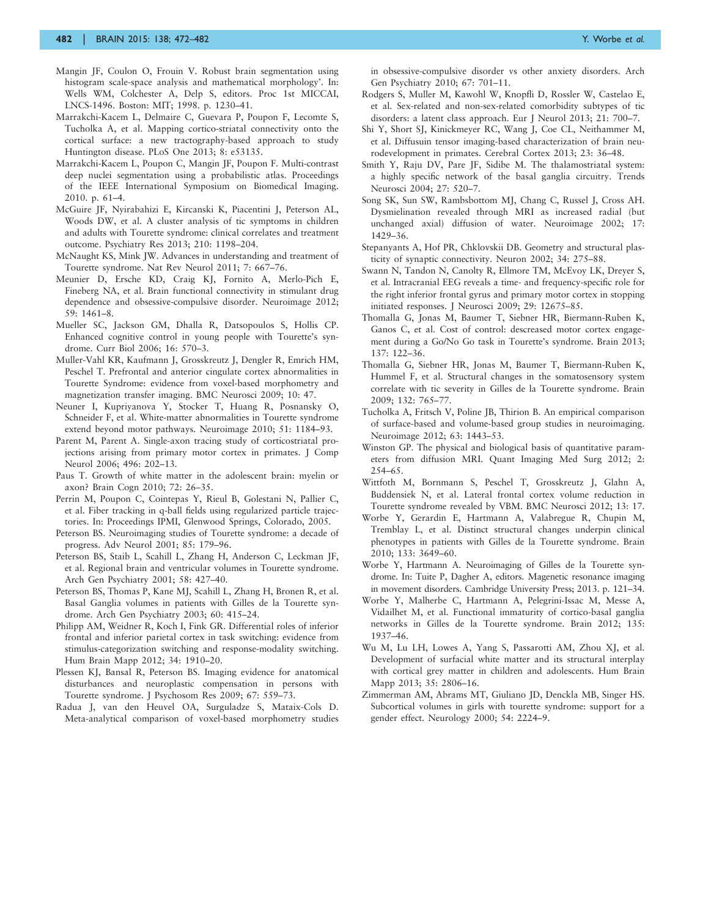Mangin JF, Coulon O, Frouin V. Robust brain segmentation using histogram scale-space analysis and mathematical morphology'. In: Wells WM, Colchester A, Delp S, editors. Proc 1st MICCAI, LNCS-1496. Boston: MIT; 1998. p. 1230–41.

Marrakchi-Kacem L, Delmaire C, Guevara P, Poupon F, Lecomte S, Tucholka A, et al. Mapping cortico-striatal connectivity onto the cortical surface: a new tractography-based approach to study Huntington disease. PLoS One 2013; 8: e53135.

Marrakchi-Kacem L, Poupon C, Mangin JF, Poupon F. Multi-contrast deep nuclei segmentation using a probabilistic atlas. Proceedings of the IEEE International Symposium on Biomedical Imaging. 2010. p. 61–4.

McGuire JF, Nyirabahizi E, Kircanski K, Piacentini J, Peterson AL, Woods DW, et al. A cluster analysis of tic symptoms in children and adults with Tourette syndrome: clinical correlates and treatment outcome. Psychiatry Res 2013; 210: 1198–204.

McNaught KS, Mink JW. Advances in understanding and treatment of Tourette syndrome. Nat Rev Neurol 2011; 7: 667–76.

Meunier D, Ersche KD, Craig KJ, Fornito A, Merlo-Pich E, Fineberg NA, et al. Brain functional connectivity in stimulant drug dependence and obsessive-compulsive disorder. Neuroimage 2012; 59: 1461–8.

Mueller SC, Jackson GM, Dhalla R, Datsopoulos S, Hollis CP. Enhanced cognitive control in young people with Tourette's syndrome. Curr Biol 2006; 16: 570–3.

Muller-Vahl KR, Kaufmann J, Grosskreutz J, Dengler R, Emrich HM, Peschel T. Prefrontal and anterior cingulate cortex abnormalities in Tourette Syndrome: evidence from voxel-based morphometry and magnetization transfer imaging. BMC Neurosci 2009; 10: 47.

Neuner I, Kupriyanova Y, Stocker T, Huang R, Posnansky O, Schneider F, et al. White-matter abnormalities in Tourette syndrome extend beyond motor pathways. Neuroimage 2010; 51: 1184–93.

Parent M, Parent A. Single-axon tracing study of corticostriatal projections arising from primary motor cortex in primates. J Comp Neurol 2006; 496: 202–13.

Paus T. Growth of white matter in the adolescent brain: myelin or axon? Brain Cogn 2010; 72: 26–35.

Perrin M, Poupon C, Cointepas Y, Rieul B, Golestani N, Pallier C, et al. Fiber tracking in q-ball fields using regularized particle trajectories. In: Proceedings IPMI, Glenwood Springs, Colorado, 2005.

Peterson BS. Neuroimaging studies of Tourette syndrome: a decade of progress. Adv Neurol 2001; 85: 179–96.

Peterson BS, Staib L, Scahill L, Zhang H, Anderson C, Leckman JF, et al. Regional brain and ventricular volumes in Tourette syndrome. Arch Gen Psychiatry 2001; 58: 427–40.

Peterson BS, Thomas P, Kane MJ, Scahill L, Zhang H, Bronen R, et al. Basal Ganglia volumes in patients with Gilles de la Tourette syndrome. Arch Gen Psychiatry 2003; 60: 415–24.

Philipp AM, Weidner R, Koch I, Fink GR. Differential roles of inferior frontal and inferior parietal cortex in task switching: evidence from stimulus-categorization switching and response-modality switching. Hum Brain Mapp 2012; 34: 1910–20.

Plessen KJ, Bansal R, Peterson BS. Imaging evidence for anatomical disturbances and neuroplastic compensation in persons with Tourette syndrome. J Psychosom Res 2009; 67: 559–73.

Radua J, van den Heuvel OA, Surguladze S, Mataix-Cols D. Meta-analytical comparison of voxel-based morphometry studies in obsessive-compulsive disorder vs other anxiety disorders. Arch Gen Psychiatry 2010; 67: 701–11.

Rodgers S, Muller M, Kawohl W, Knopfli D, Rossler W, Castelao E, et al. Sex-related and non-sex-related comorbidity subtypes of tic disorders: a latent class approach. Eur J Neurol 2013; 21: 700–7.

Shi Y, Short SJ, Kinickmeyer RC, Wang J, Coe CL, Neithammer M, et al. Diffusuin tensor imaging-based characterization of brain neurodevelopment in primates. Cerebral Cortex 2013; 23: 36–48.

Smith Y, Raju DV, Pare JF, Sidibe M. The thalamostriatal system: a highly specific network of the basal ganglia circuitry. Trends Neurosci 2004; 27: 520–7.

Song SK, Sun SW, Rambsbottom MJ, Chang C, Russel J, Cross AH. Dysmielination revealed through MRI as increased radial (but unchanged axial) diffusion of water. Neuroimage 2002; 17: 1429–36.

Stepanyants A, Hof PR, Chklovskii DB. Geometry and structural plasticity of synaptic connectivity. Neuron 2002; 34: 275–88.

Swann N, Tandon N, Canolty R, Ellmore TM, McEvoy LK, Dreyer S, et al. Intracranial EEG reveals a time- and frequency-specific role for the right inferior frontal gyrus and primary motor cortex in stopping initiated responses. J Neurosci 2009; 29: 12675–85.

Thomalla G, Jonas M, Baumer T, Siebner HR, Biermann-Ruben K, Ganos C, et al. Cost of control: descreased motor cortex engagement during a Go/No Go task in Tourette's syndrome. Brain 2013; 137: 122–36.

Thomalla G, Siebner HR, Jonas M, Baumer T, Biermann-Ruben K, Hummel F, et al. Structural changes in the somatosensory system correlate with tic severity in Gilles de la Tourette syndrome. Brain 2009; 132: 765–77.

Tucholka A, Fritsch V, Poline JB, Thirion B. An empirical comparison of surface-based and volume-based group studies in neuroimaging. Neuroimage 2012; 63: 1443–53.

Winston GP. The physical and biological basis of quantitative parameters from diffusion MRI. Quant Imaging Med Surg 2012; 2: 254–65.

Wittfoth M, Bornmann S, Peschel T, Grosskreutz J, Glahn A, Buddensiek N, et al. Lateral frontal cortex volume reduction in Tourette syndrome revealed by VBM. BMC Neurosci 2012; 13: 17.

Worbe Y, Gerardin E, Hartmann A, Valabregue R, Chupin M, Tremblay L, et al. Distinct structural changes underpin clinical phenotypes in patients with Gilles de la Tourette syndrome. Brain 2010; 133: 3649–60.

Worbe Y, Hartmann A. Neuroimaging of Gilles de la Tourette syndrome. In: Tuite P, Dagher A, editors. Magenetic resonance imaging in movement disorders. Cambridge University Press; 2013. p. 121–34.

Worbe Y, Malherbe C, Hartmann A, Pelegrini-Issac M, Messe A, Vidailhet M, et al. Functional immaturity of cortico-basal ganglia networks in Gilles de la Tourette syndrome. Brain 2012; 135: 1937–46.

Wu M, Lu LH, Lowes A, Yang S, Passarotti AM, Zhou XJ, et al. Development of surfacial white matter and its structural interplay with cortical grey matter in children and adolescents. Hum Brain Mapp 2013; 35: 2806–16.

Zimmerman AM, Abrams MT, Giuliano JD, Denckla MB, Singer HS. Subcortical volumes in girls with tourette syndrome: support for a gender effect. Neurology 2000; 54: 2224–9.